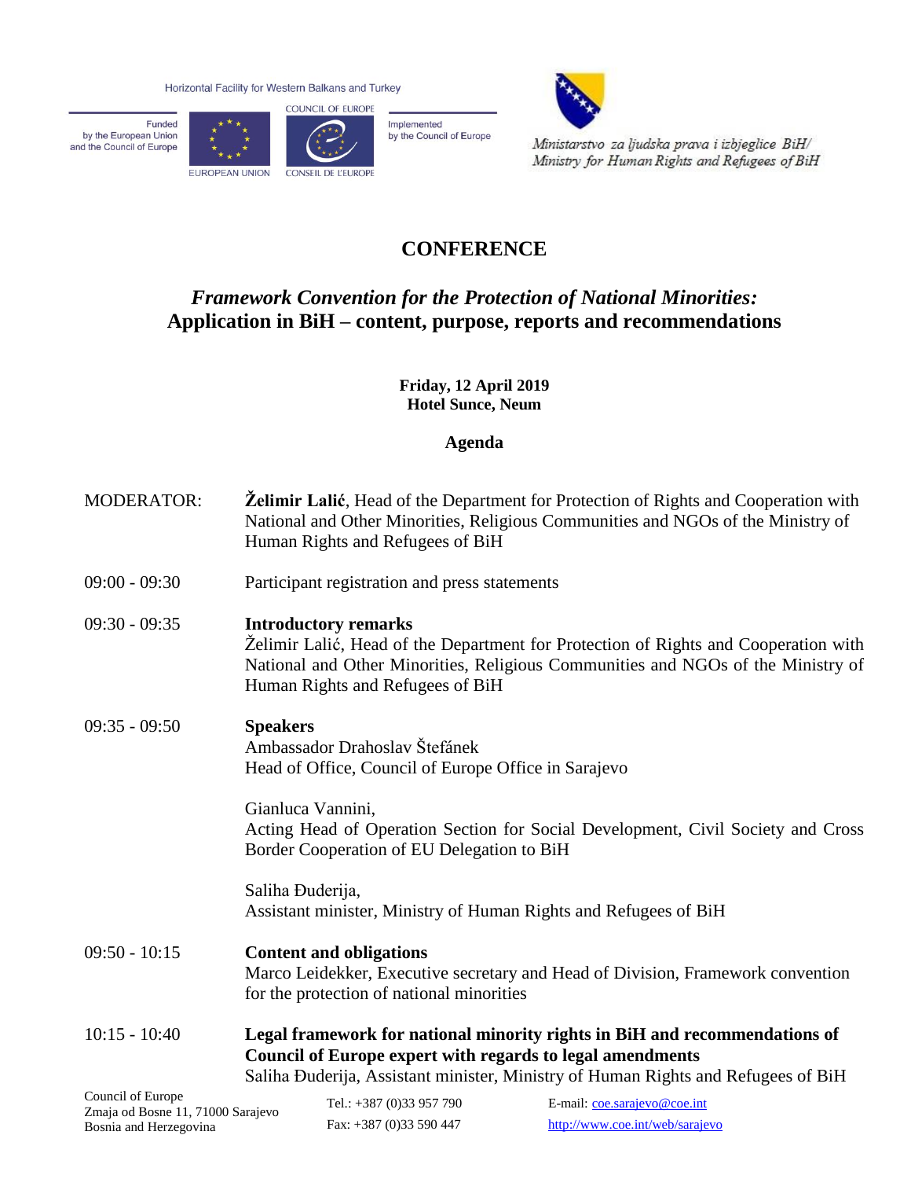Horizontal Facility for Western Balkans and Turkey

Funded by the European Union and the Council of Europe

EUROPEAN UNION

COUNCIL OF EUROPE / CONSEIL DE L'EUROPE

Implemented by the Council of Europe

*Ministarstvo za ljudska prava i izbjeglice BiH/ Ministry for Human Rights and Refugees of BiH*

# CONFERENCE

## *Framework Convention for the Protection of National Minorities:* Application in BiH – content, purpose, reports and recommendations

**Friday, 12 April 2019**
**Hotel Sunce, Neum**

**Agenda**

MODERATOR: **Želimir Lalić**, Head of the Department for Protection of Rights and Cooperation with National and Other Minorities, Religious Communities and NGOs of the Ministry of Human Rights and Refugees of BiH

09:00 - 09:30 Participant registration and press statements

09:30 - 09:35 **Introductory remarks**
Želimir Lalić, Head of the Department for Protection of Rights and Cooperation with National and Other Minorities, Religious Communities and NGOs of the Ministry of Human Rights and Refugees of BiH

09:35 - 09:50 **Speakers**
Ambassador Drahoslav Štefánek
Head of Office, Council of Europe Office in Sarajevo

Gianluca Vannini,
Acting Head of Operation Section for Social Development, Civil Society and Cross Border Cooperation of EU Delegation to BiH

Saliha Đuderija,
Assistant minister, Ministry of Human Rights and Refugees of BiH

09:50 - 10:15 **Content and obligations**
Marco Leidekker, Executive secretary and Head of Division, Framework convention for the protection of national minorities

10:15 - 10:40 **Legal framework for national minority rights in BiH and recommendations of Council of Europe expert with regards to legal amendments**
Saliha Đuderija, Assistant minister, Ministry of Human Rights and Refugees of BiH

Council of Europe
Zmaja od Bosne 11, 71000 Sarajevo
Bosnia and Herzegovina

Tel.: +387 (0)33 957 790
Fax: +387 (0)33 590 447

E-mail: coe.sarajevo@coe.int
http://www.coe.int/web/sarajevo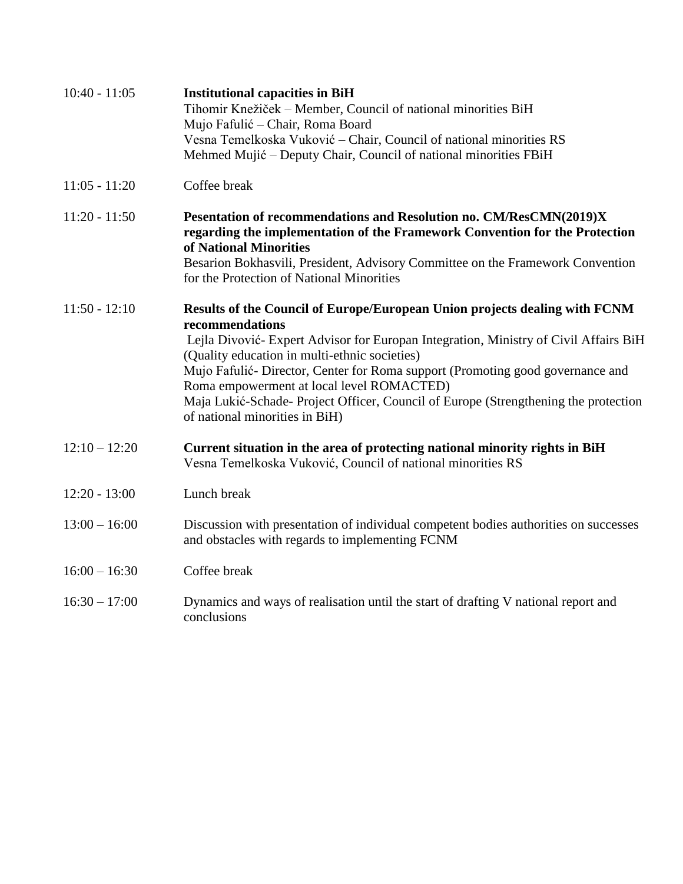| | |
|---|---|
| 10:40 - 11:05 | **Institutional capacities in BiH**<br>Tihomir Knežiček – Member, Council of national minorities BiH<br>Mujo Fafulić – Chair, Roma Board<br>Vesna Temelkoska Vuković – Chair, Council of national minorities RS<br>Mehmed Mujić – Deputy Chair, Council of national minorities FBiH |
| 11:05 - 11:20 | Coffee break |
| 11:20 - 11:50 | **Pesentation of recommendations and Resolution no. CM/ResCMN(2019)X regarding the implementation of the Framework Convention for the Protection of National Minorities**<br>Besarion Bokhasvili, President, Advisory Committee on the Framework Convention for the Protection of National Minorities |
| 11:50 - 12:10 | **Results of the Council of Europe/European Union projects dealing with FCNM recommendations**<br>Lejla Divović- Expert Advisor for Europan Integration, Ministry of Civil Affairs BiH (Quality education in multi-ethnic societies)<br>Mujo Fafulić- Director, Center for Roma support (Promoting good governance and Roma empowerment at local level ROMACTED)<br>Maja Lukić-Schade- Project Officer, Council of Europe (Strengthening the protection of national minorities in BiH) |
| 12:10 – 12:20 | **Current situation in the area of protecting national minority rights in BiH**<br>Vesna Temelkoska Vuković, Council of national minorities RS |
| 12:20 - 13:00 | Lunch break |
| 13:00 – 16:00 | Discussion with presentation of individual competent bodies authorities on successes and obstacles with regards to implementing FCNM |
| 16:00 – 16:30 | Coffee break |
| 16:30 – 17:00 | Dynamics and ways of realisation until the start of drafting V national report and conclusions |